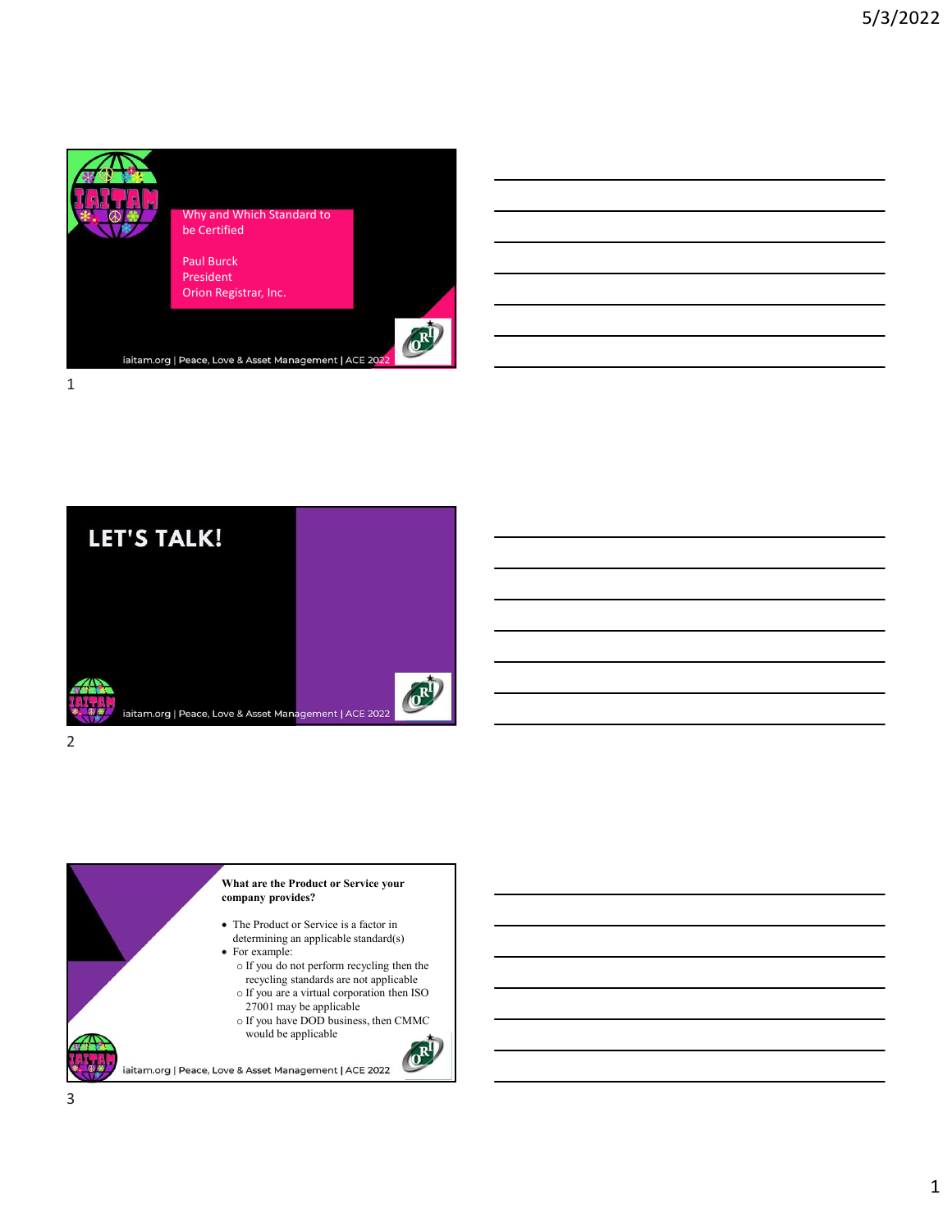## Why and Which Standard to be Certified

Paul Burck
President
Orion Registrar, Inc.

## LET'S TALK!

### What are the Product or Service your company provides?

- The Product or Service is a factor in determining an applicable standard(s)
- For example:
  - If you do not perform recycling then the recycling standards are not applicable
  - If you are a virtual corporation then ISO 27001 may be applicable
  - If you have DOD business, then CMMC would be applicable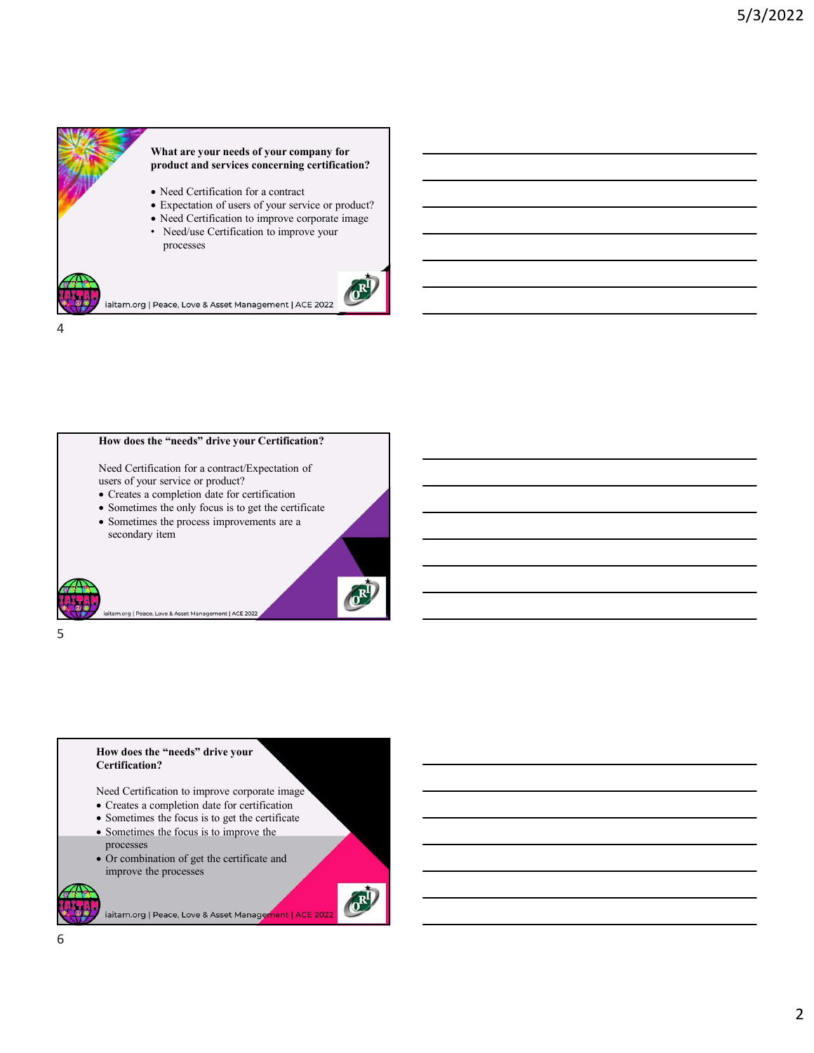## What are your needs of your company for product and services concerning certification?

- Need Certification for a contract
- Expectation of users of your service or product?
- Need Certification to improve corporate image
- Need/use Certification to improve your processes

iaitam.org | Peace, Love & Asset Management | ACE 2022

## How does the "needs" drive your Certification?

Need Certification for a contract/Expectation of users of your service or product?

- Creates a completion date for certification
- Sometimes the only focus is to get the certificate
- Sometimes the process improvements are a secondary item

iaitam.org | Peace, Love & Asset Management | ACE 2022

## How does the "needs" drive your Certification?

Need Certification to improve corporate image

- Creates a completion date for certification
- Sometimes the focus is to get the certificate
- Sometimes the focus is to improve the processes
- Or combination of get the certificate and improve the processes

iaitam.org | Peace, Love & Asset Management | ACE 2022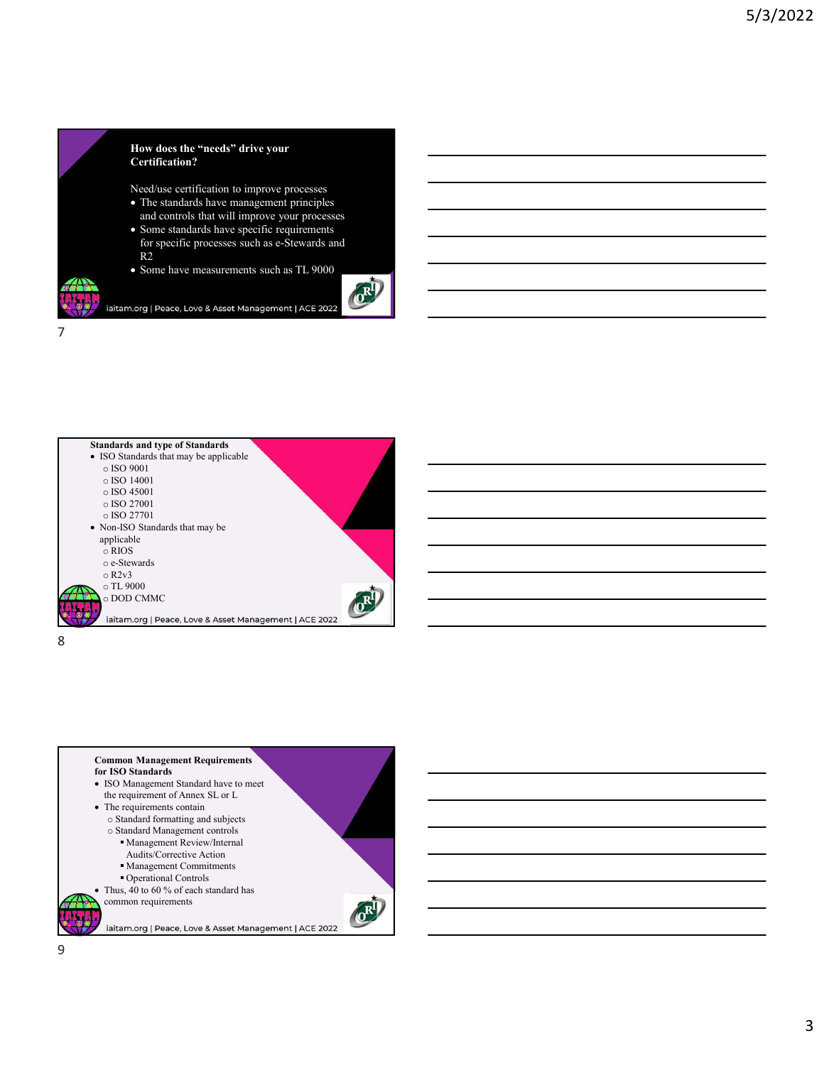## How does the "needs" drive your Certification?

Need/use certification to improve processes

- The standards have management principles and controls that will improve your processes
- Some standards have specific requirements for specific processes such as e-Stewards and R2
- Some have measurements such as TL 9000

iaitam.org | Peace, Love & Asset Management | ACE 2022

## Standards and type of Standards

- ISO Standards that may be applicable
  - ISO 9001
  - ISO 14001
  - ISO 45001
  - ISO 27001
  - ISO 27701
- Non-ISO Standards that may be applicable
  - RIOS
  - e-Stewards
  - R2v3
  - TL 9000
  - DOD CMMC

iaitam.org | Peace, Love & Asset Management | ACE 2022

## Common Management Requirements for ISO Standards

- ISO Management Standard have to meet the requirement of Annex SL or L
- The requirements contain
  - Standard formatting and subjects
  - Standard Management controls
    - Management Review/Internal Audits/Corrective Action
    - Management Commitments
    - Operational Controls
- Thus, 40 to 60 % of each standard has common requirements

iaitam.org | Peace, Love & Asset Management | ACE 2022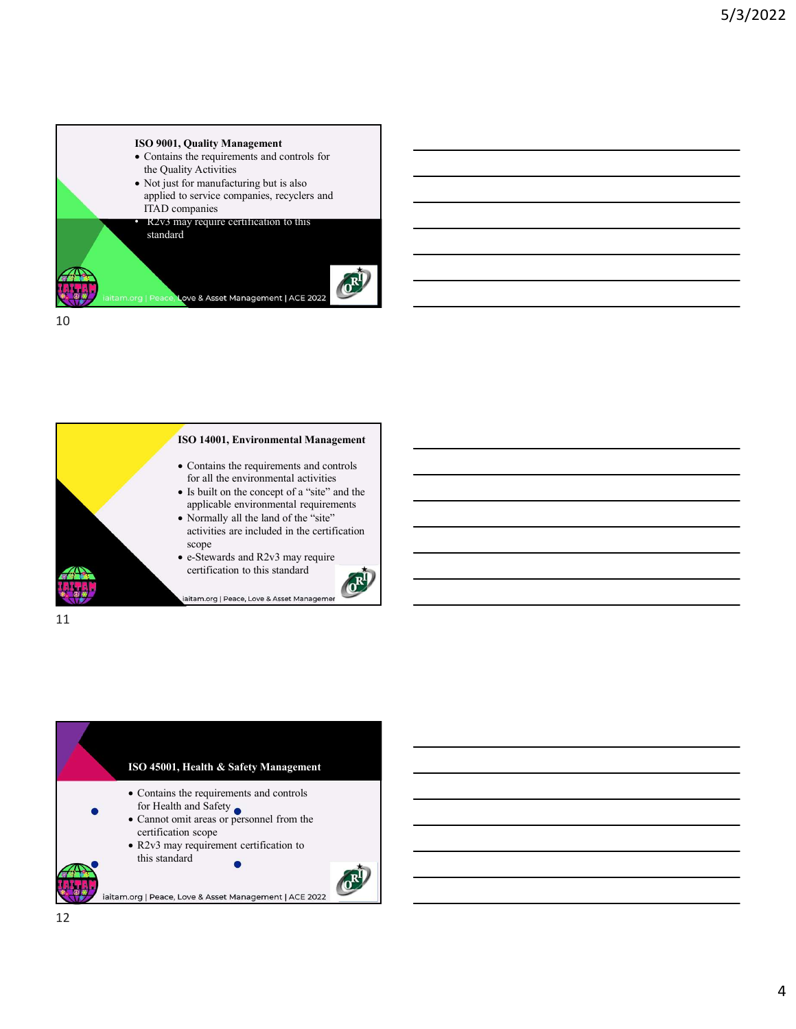### ISO 9001, Quality Management

- Contains the requirements and controls for the Quality Activities
- Not just for manufacturing but is also applied to service companies, recyclers and ITAD companies
- R2v3 may require certification to this standard

iaitam.org | Peace, Love & Asset Management | ACE 2022

10

### ISO 14001, Environmental Management

- Contains the requirements and controls for all the environmental activities
- Is built on the concept of a "site" and the applicable environmental requirements
- Normally all the land of the "site" activities are included in the certification scope
- e-Stewards and R2v3 may require certification to this standard

iaitam.org | Peace, Love & Asset Managemer

11

### ISO 45001, Health & Safety Management

- Contains the requirements and controls for Health and Safety
- Cannot omit areas or personnel from the certification scope
- R2v3 may requirement certification to this standard

iaitam.org | Peace, Love & Asset Management | ACE 2022

12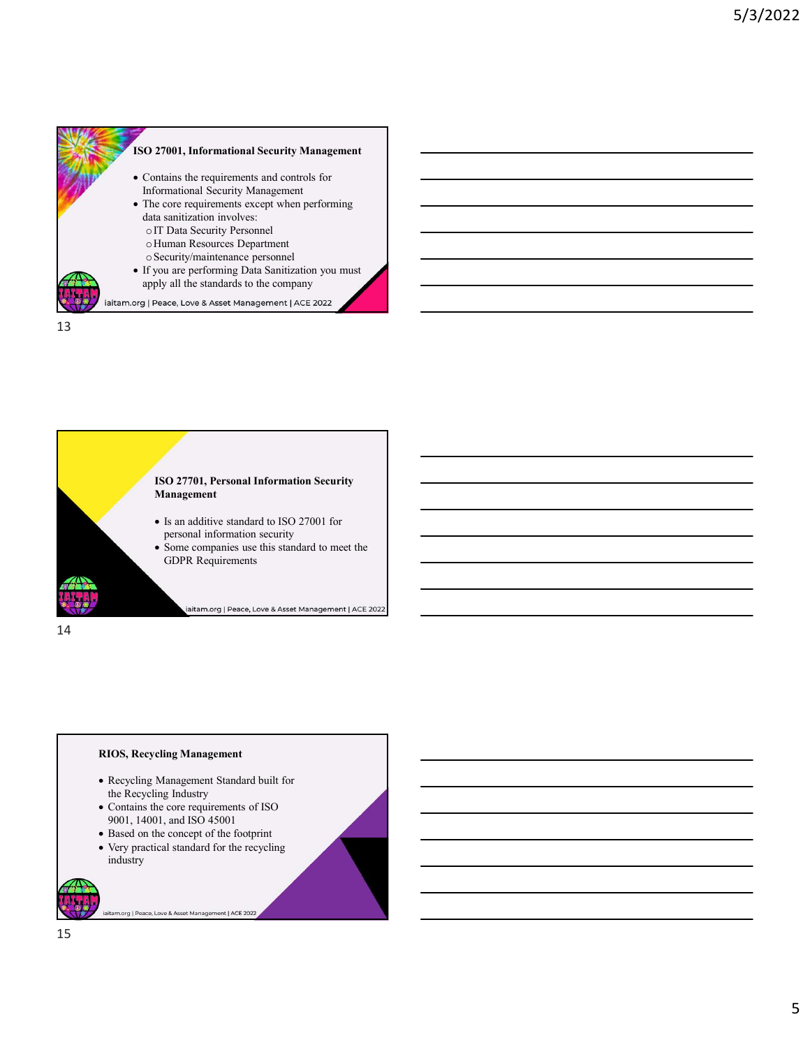## ISO 27001, Informational Security Management

- Contains the requirements and controls for Informational Security Management
- The core requirements except when performing data sanitization involves:
  - IT Data Security Personnel
  - Human Resources Department
  - Security/maintenance personnel
- If you are performing Data Sanitization you must apply all the standards to the company

iaitam.org | Peace, Love & Asset Management | ACE 2022

## ISO 27701, Personal Information Security Management

- Is an additive standard to ISO 27001 for personal information security
- Some companies use this standard to meet the GDPR Requirements

iaitam.org | Peace, Love & Asset Management | ACE 2022

## RIOS, Recycling Management

- Recycling Management Standard built for the Recycling Industry
- Contains the core requirements of ISO 9001, 14001, and ISO 45001
- Based on the concept of the footprint
- Very practical standard for the recycling industry

iaitam.org | Peace, Love & Asset Management | ACE 2022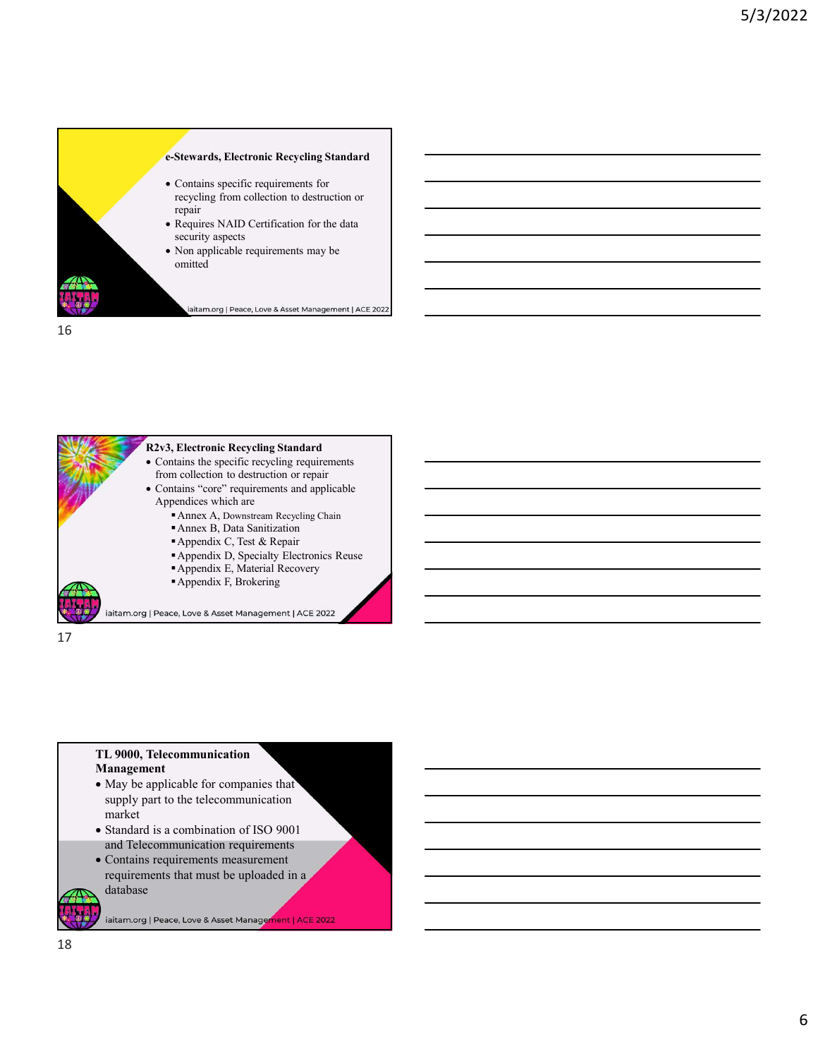## e-Stewards, Electronic Recycling Standard

- Contains specific requirements for recycling from collection to destruction or repair
- Requires NAID Certification for the data security aspects
- Non applicable requirements may be omitted

iaitam.org | Peace, Love & Asset Management | ACE 2022

## R2v3, Electronic Recycling Standard

- Contains the specific recycling requirements from collection to destruction or repair
- Contains "core" requirements and applicable Appendices which are
  - Annex A, Downstream Recycling Chain
  - Annex B, Data Sanitization
  - Appendix C, Test & Repair
  - Appendix D, Specialty Electronics Reuse
  - Appendix E, Material Recovery
  - Appendix F, Brokering

iaitam.org | Peace, Love & Asset Management | ACE 2022

## TL 9000, Telecommunication Management

- May be applicable for companies that supply part to the telecommunication market
- Standard is a combination of ISO 9001 and Telecommunication requirements
- Contains requirements measurement requirements that must be uploaded in a database

iaitam.org | Peace, Love & Asset Management | ACE 2022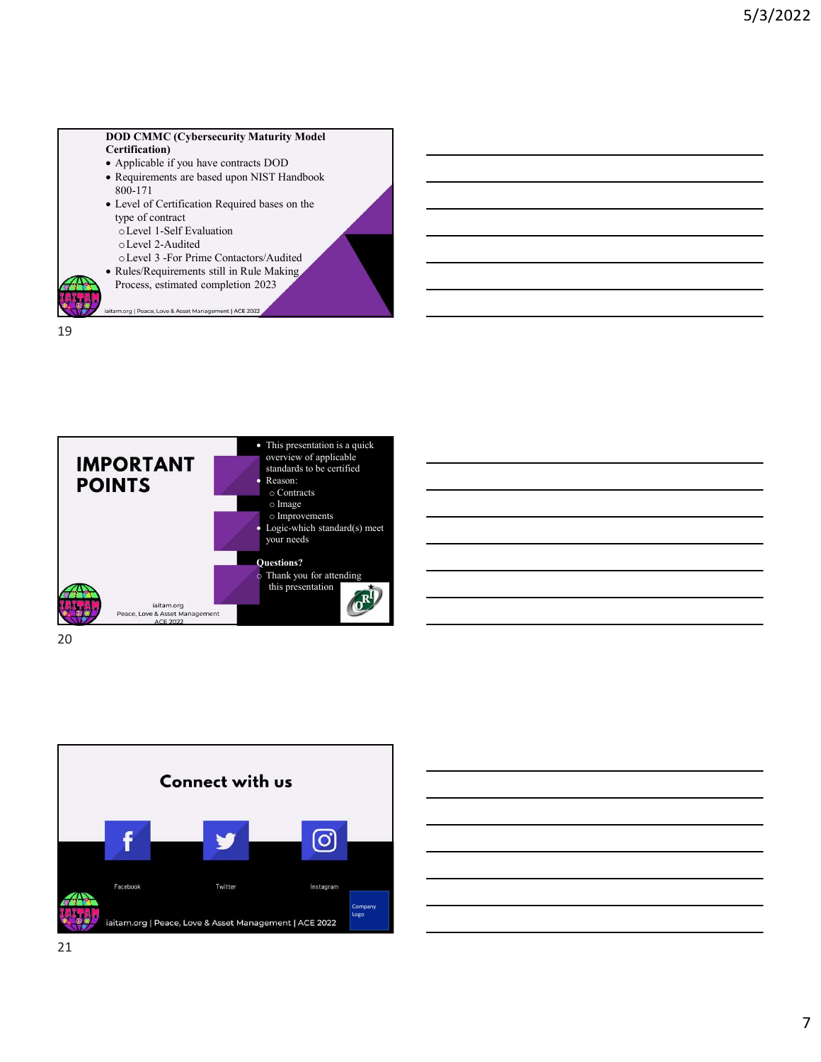**DOD CMMC (Cybersecurity Maturity Model Certification)**

- Applicable if you have contracts DOD
- Requirements are based upon NIST Handbook 800-171
- Level of Certification Required bases on the type of contract
  - Level 1-Self Evaluation
  - Level 2-Audited
  - Level 3 -For Prime Contactors/Audited
- Rules/Requirements still in Rule Making Process, estimated completion 2023

iaitam.org | Peace, Love & Asset Management | ACE 2022

19

# IMPORTANT POINTS

- This presentation is a quick overview of applicable standards to be certified
- Reason:
  - Contracts
  - Image
  - Improvements
- Logic-which standard(s) meet your needs

**Questions?**

- Thank you for attending this presentation

iaitam.org
Peace, Love & Asset Management
ACE 2022

20

## Connect with us

Facebook

Twitter

Instagram

Company Logo

iaitam.org | Peace, Love & Asset Management | ACE 2022

21